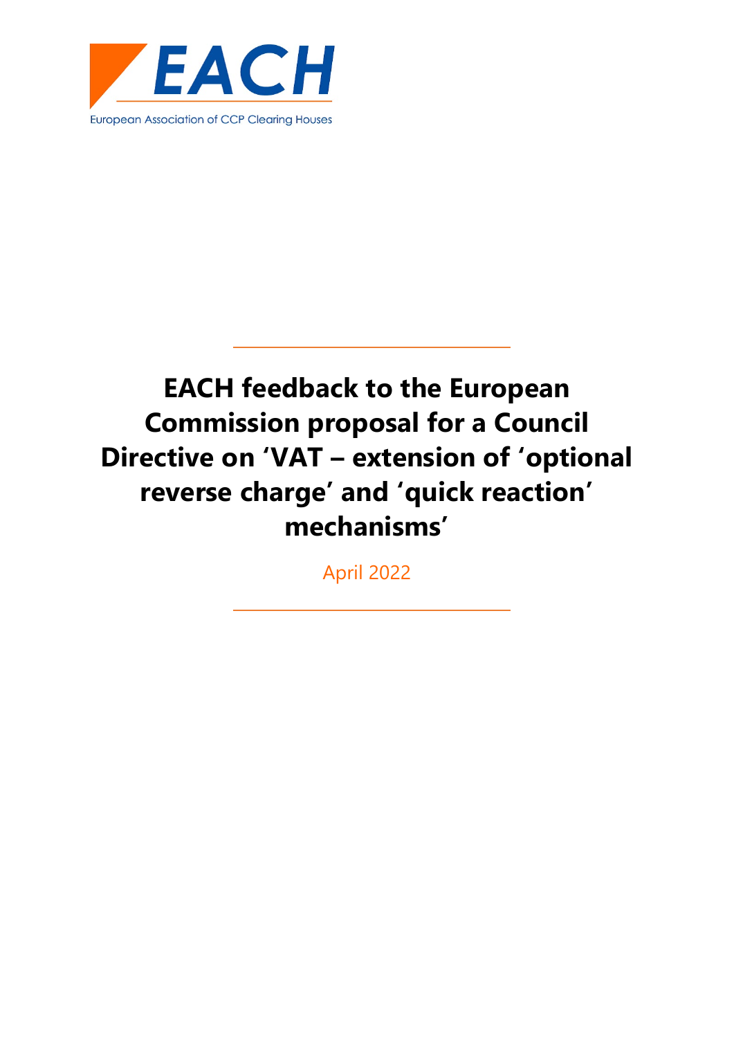EACH

European Association of CCP Clearing Houses

# EACH feedback to the European Commission proposal for a Council Directive on 'VAT – extension of 'optional reverse charge' and 'quick reaction' mechanisms'

April 2022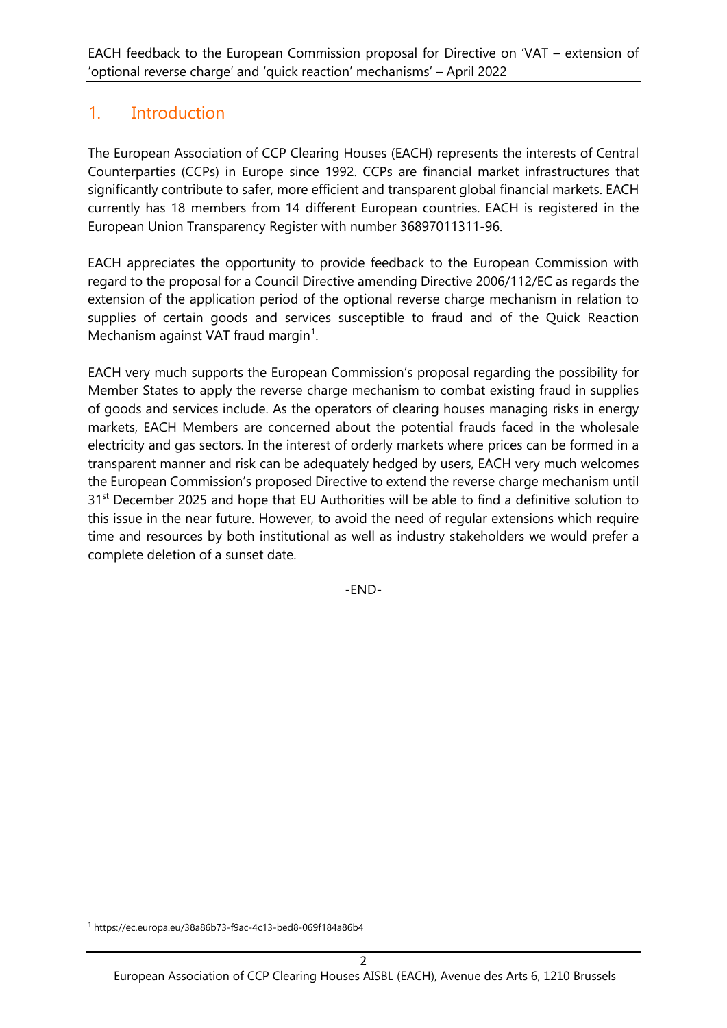## 1. Introduction

The European Association of CCP Clearing Houses (EACH) represents the interests of Central Counterparties (CCPs) in Europe since 1992. CCPs are financial market infrastructures that significantly contribute to safer, more efficient and transparent global financial markets. EACH currently has 18 members from 14 different European countries. EACH is registered in the European Union Transparency Register with number 36897011311-96.

EACH appreciates the opportunity to provide feedback to the European Commission with regard to the proposal for a Council Directive amending Directive 2006/112/EC as regards the extension of the application period of the optional reverse charge mechanism in relation to supplies of certain goods and services susceptible to fraud and of the Quick Reaction Mechanism against VAT fraud margin[1].

EACH very much supports the European Commission's proposal regarding the possibility for Member States to apply the reverse charge mechanism to combat existing fraud in supplies of goods and services include. As the operators of clearing houses managing risks in energy markets, EACH Members are concerned about the potential frauds faced in the wholesale electricity and gas sectors. In the interest of orderly markets where prices can be formed in a transparent manner and risk can be adequately hedged by users, EACH very much welcomes the European Commission's proposed Directive to extend the reverse charge mechanism until 31st December 2025 and hope that EU Authorities will be able to find a definitive solution to this issue in the near future. However, to avoid the need of regular extensions which require time and resources by both institutional as well as industry stakeholders we would prefer a complete deletion of a sunset date.

-END-

[1] https://ec.europa.eu/38a86b73-f9ac-4c13-bed8-069f184a86b4